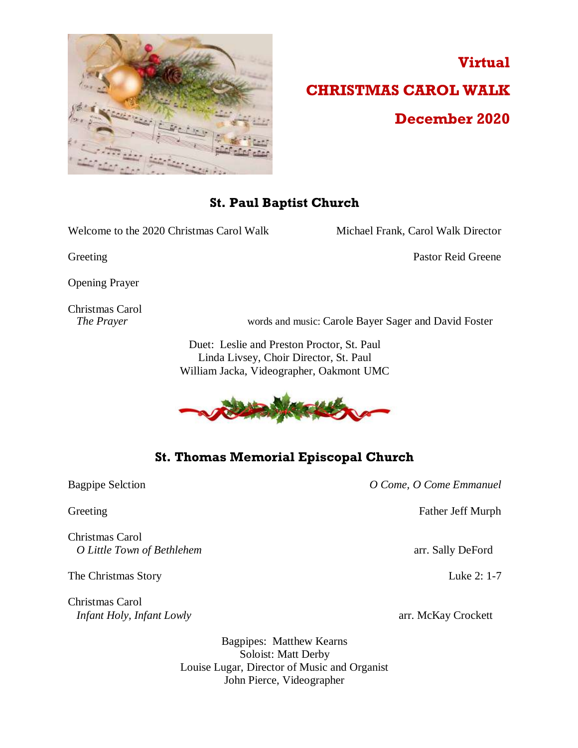# Virtual

# CHRISTMAS CAROL WALK

# December 2020

## St. Paul Baptist Church

Welcome to the 2020 Christmas Carol Walk — Michael Frank, Carol Walk Director

Greeting — Pastor Reid Greene

Opening Prayer

Christmas Carol
*The Prayer* — words and music: Carole Bayer Sager and David Foster

Duet: Leslie and Preston Proctor, St. Paul
Linda Livsey, Choir Director, St. Paul
William Jacka, Videographer, Oakmont UMC

## St. Thomas Memorial Episcopal Church

Bagpipe Selction — *O Come, O Come Emmanuel*

Greeting — Father Jeff Murph

Christmas Carol
*O Little Town of Bethlehem* — arr. Sally DeFord

The Christmas Story — Luke 2: 1-7

Christmas Carol
*Infant Holy, Infant Lowly* — arr. McKay Crockett

Bagpipes: Matthew Kearns
Soloist: Matt Derby
Louise Lugar, Director of Music and Organist
John Pierce, Videographer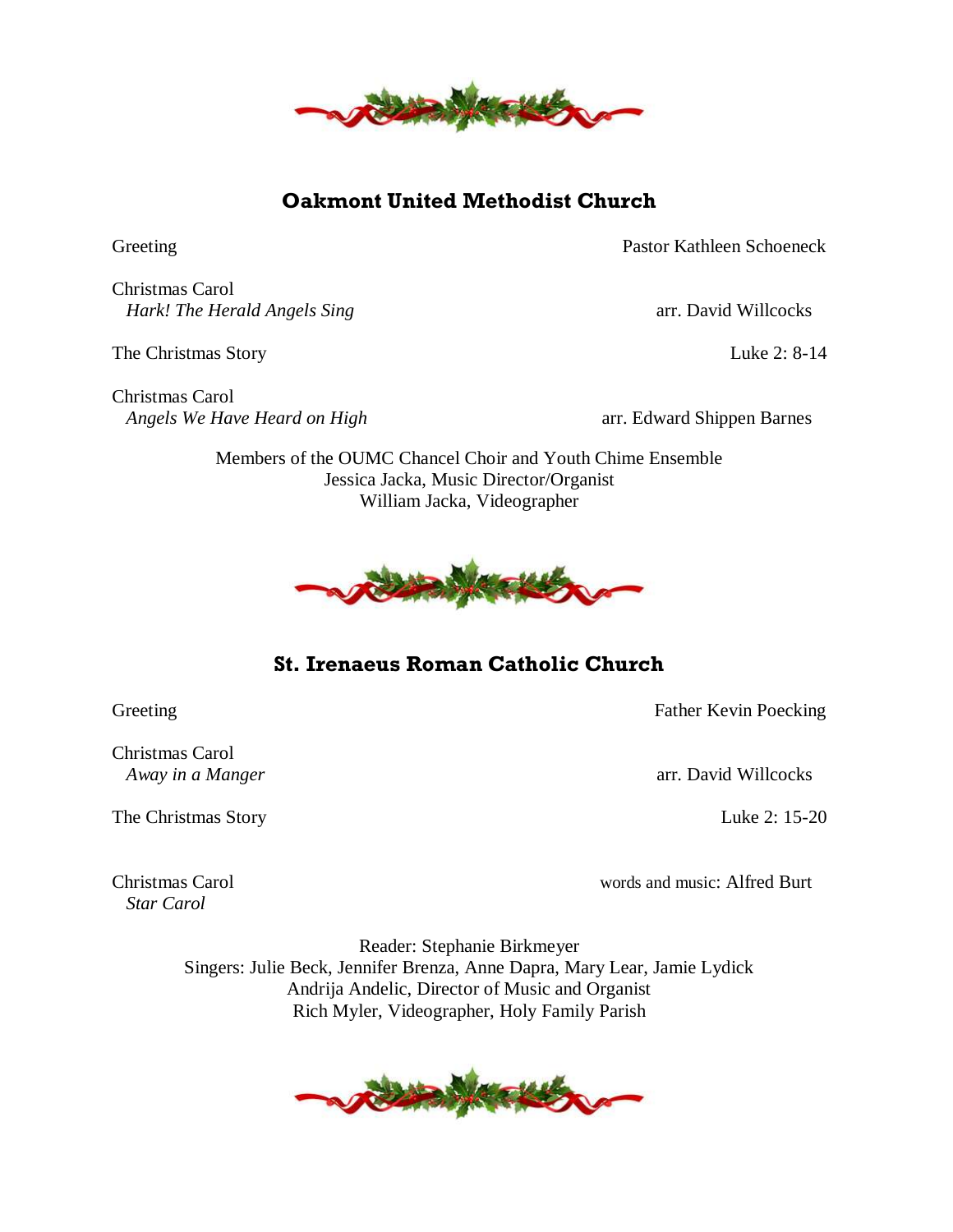## Oakmont United Methodist Church

Greeting — Pastor Kathleen Schoeneck

Christmas Carol
*Hark! The Herald Angels Sing* — arr. David Willcocks

The Christmas Story — Luke 2: 8-14

Christmas Carol
*Angels We Have Heard on High* — arr. Edward Shippen Barnes

Members of the OUMC Chancel Choir and Youth Chime Ensemble
Jessica Jacka, Music Director/Organist
William Jacka, Videographer

## St. Irenaeus Roman Catholic Church

Greeting — Father Kevin Poecking

Christmas Carol
*Away in a Manger* — arr. David Willcocks

The Christmas Story — Luke 2: 15-20

Christmas Carol
*Star Carol* — words and music: Alfred Burt

Reader: Stephanie Birkmeyer
Singers: Julie Beck, Jennifer Brenza, Anne Dapra, Mary Lear, Jamie Lydick
Andrija Andelic, Director of Music and Organist
Rich Myler, Videographer, Holy Family Parish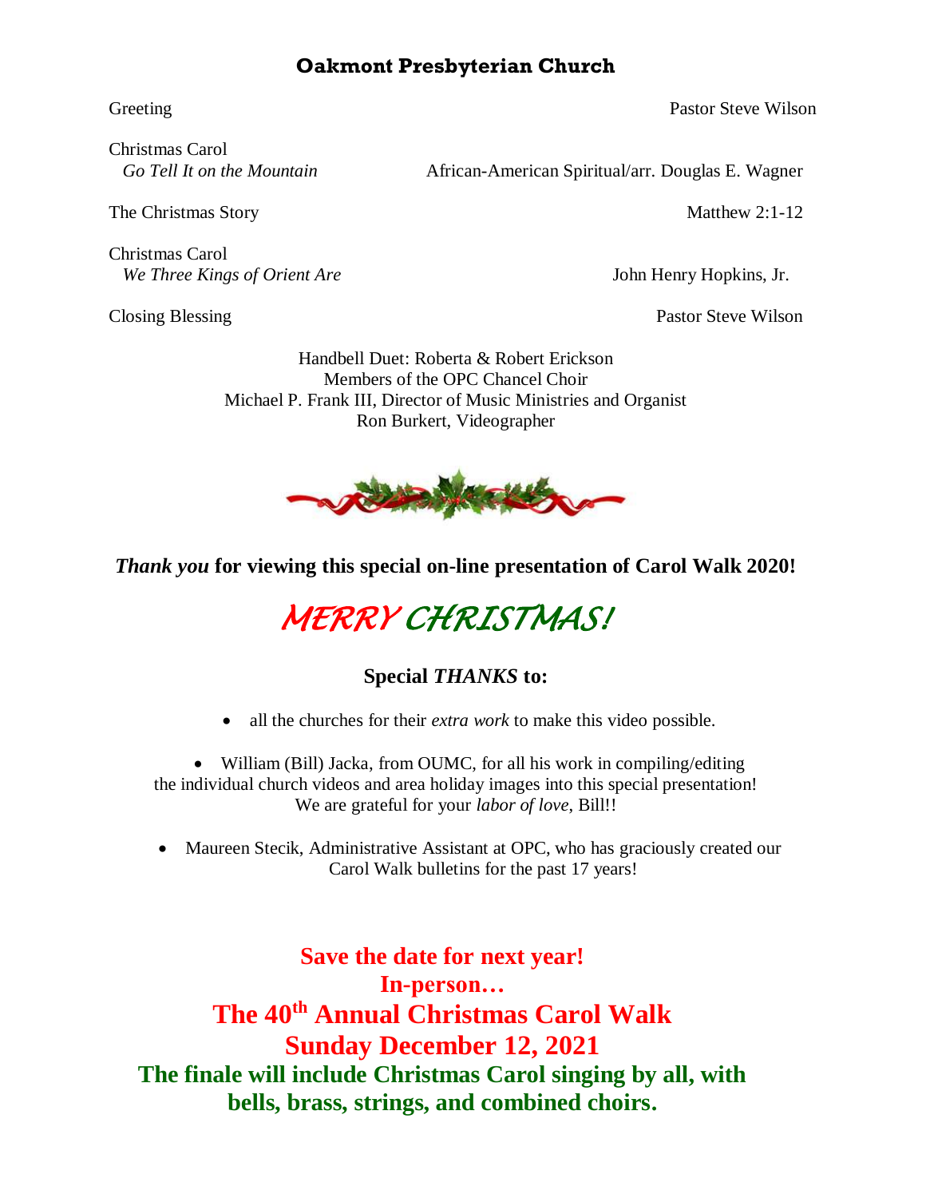## Oakmont Presbyterian Church

Greeting — Pastor Steve Wilson

Christmas Carol
*Go Tell It on the Mountain* — African-American Spiritual/arr. Douglas E. Wagner

The Christmas Story — Matthew 2:1-12

Christmas Carol
*We Three Kings of Orient Are* — John Henry Hopkins, Jr.

Closing Blessing — Pastor Steve Wilson

Handbell Duet: Roberta & Robert Erickson
Members of the OPC Chancel Choir
Michael P. Frank III, Director of Music Ministries and Organist
Ron Burkert, Videographer

***Thank you*** **for viewing this special on-line presentation of Carol Walk 2020!**

# *MERRY CHRISTMAS!*

### Special *THANKS* to:

- all the churches for their *extra work* to make this video possible.

- William (Bill) Jacka, from OUMC, for all his work in compiling/editing the individual church videos and area holiday images into this special presentation! We are grateful for your *labor of love*, Bill!!

- Maureen Stecik, Administrative Assistant at OPC, who has graciously created our Carol Walk bulletins for the past 17 years!

**Save the date for next year!**
**In-person…**
**The 40th Annual Christmas Carol Walk**
**Sunday December 12, 2021**
**The finale will include Christmas Carol singing by all, with bells, brass, strings, and combined choirs.**